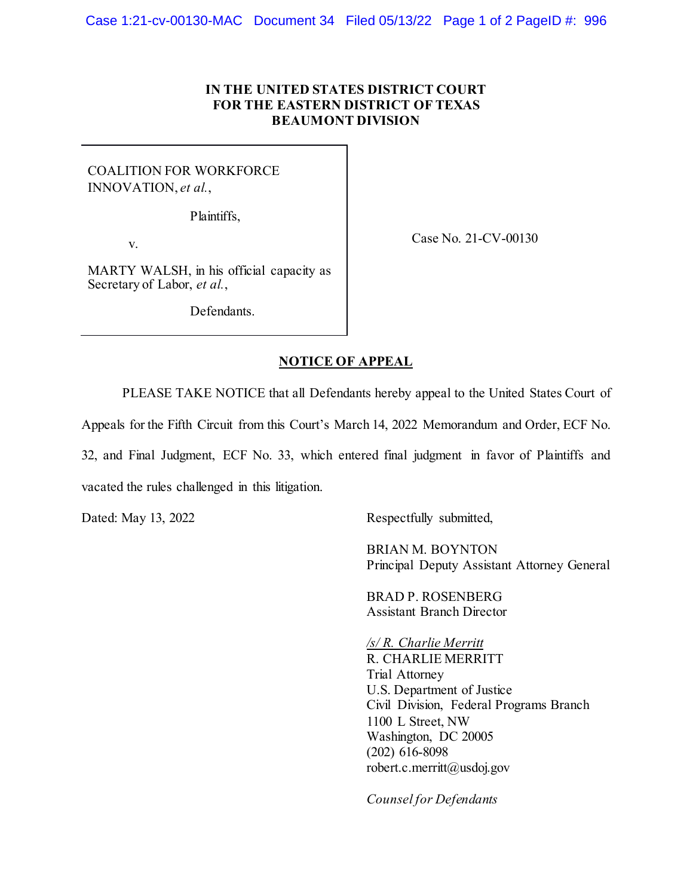**IN THE UNITED STATES DISTRICT COURT**
**FOR THE EASTERN DISTRICT OF TEXAS**
**BEAUMONT DIVISION**

| | |
|---|---|
| COALITION FOR WORKFORCE INNOVATION, *et al.*,<br><br>Plaintiffs,<br><br>v.<br><br>MARTY WALSH, in his official capacity as Secretary of Labor, *et al.*,<br><br>Defendants. | Case No. 21-CV-00130 |

## NOTICE OF APPEAL

PLEASE TAKE NOTICE that all Defendants hereby appeal to the United States Court of Appeals for the Fifth Circuit from this Court's March 14, 2022 Memorandum and Order, ECF No. 32, and Final Judgment, ECF No. 33, which entered final judgment in favor of Plaintiffs and vacated the rules challenged in this litigation.

Dated: May 13, 2022

Respectfully submitted,

BRIAN M. BOYNTON
Principal Deputy Assistant Attorney General

BRAD P. ROSENBERG
Assistant Branch Director

*/s/ R. Charlie Merritt*
R. CHARLIE MERRITT
Trial Attorney
U.S. Department of Justice
Civil Division, Federal Programs Branch
1100 L Street, NW
Washington, DC 20005
(202) 616-8098
robert.c.merritt@usdoj.gov

*Counsel for Defendants*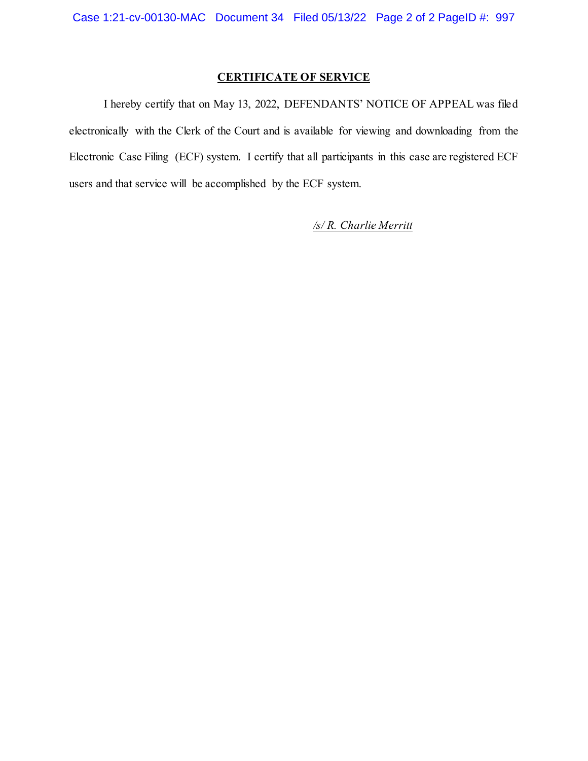## CERTIFICATE OF SERVICE

I hereby certify that on May 13, 2022, DEFENDANTS' NOTICE OF APPEAL was filed electronically with the Clerk of the Court and is available for viewing and downloading from the Electronic Case Filing (ECF) system. I certify that all participants in this case are registered ECF users and that service will be accomplished by the ECF system.

*/s/ R. Charlie Merritt*